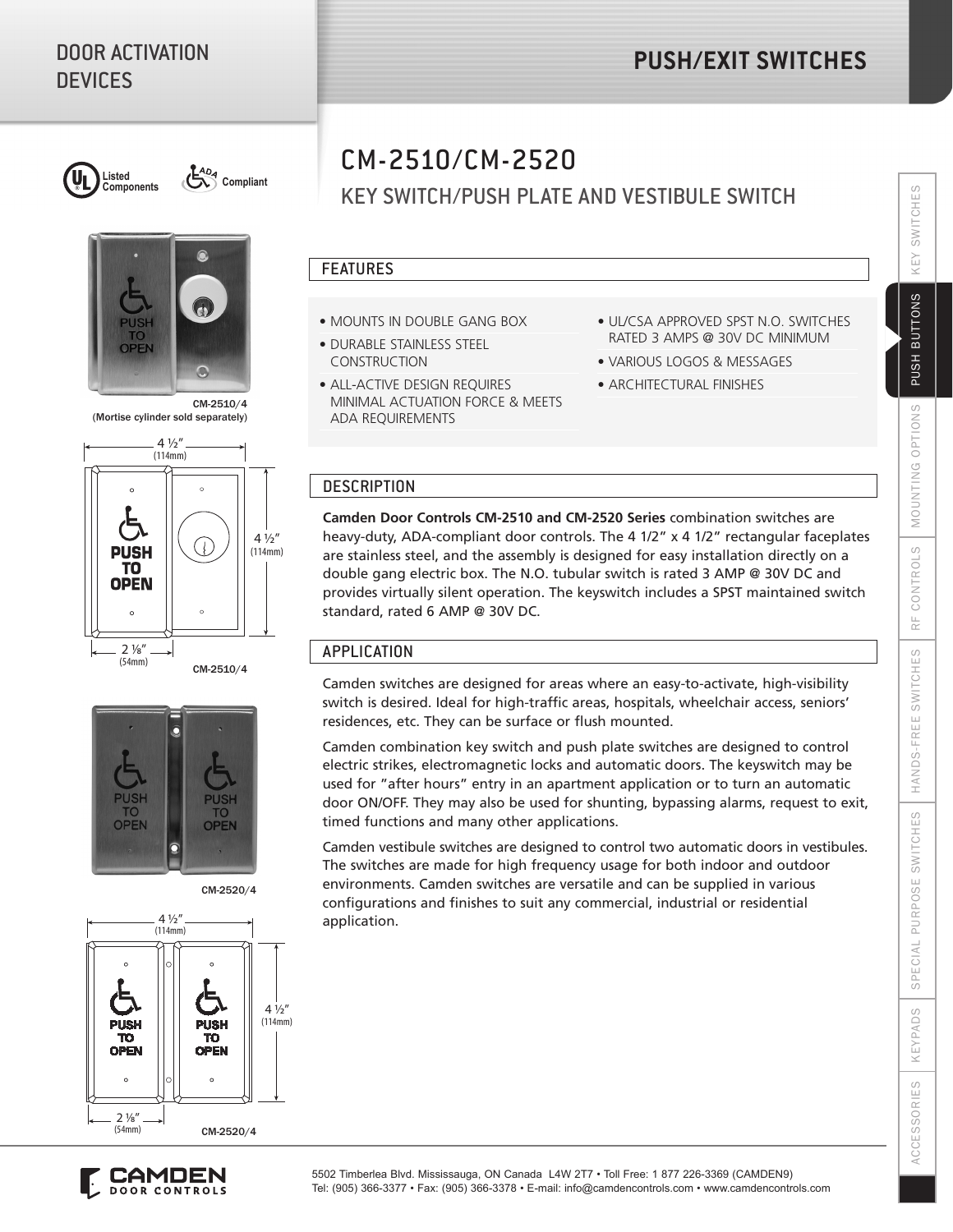# DOOR ACTIVATION DEVICES

# PUSH/EXIT SWITCHES

Listed Components · ADA Compliant

CM-2510/4
(Mortise cylinder sold separately)

4 ½" (114mm) · 4 ½" (114mm) · 2 ⅛" (54mm)

CM-2510/4

CM-2520/4

4 ½" (114mm) · 4 ½" (114mm) · 2 ⅛" (54mm)

CM-2520/4

## CM-2510/CM-2520

### KEY SWITCH/PUSH PLATE AND VESTIBULE SWITCH

### FEATURES

- MOUNTS IN DOUBLE GANG BOX
- DURABLE STAINLESS STEEL CONSTRUCTION
- ALL-ACTIVE DESIGN REQUIRES MINIMAL ACTUATION FORCE & MEETS ADA REQUIREMENTS
- UL/CSA APPROVED SPST N.O. SWITCHES RATED 3 AMPS @ 30V DC MINIMUM
- VARIOUS LOGOS & MESSAGES
- ARCHITECTURAL FINISHES

### DESCRIPTION

**Camden Door Controls CM-2510 and CM-2520 Series** combination switches are heavy-duty, ADA-compliant door controls. The 4 1/2" x 4 1/2" rectangular faceplates are stainless steel, and the assembly is designed for easy installation directly on a double gang electric box. The N.O. tubular switch is rated 3 AMP @ 30V DC and provides virtually silent operation. The keyswitch includes a SPST maintained switch standard, rated 6 AMP @ 30V DC.

### APPLICATION

Camden switches are designed for areas where an easy-to-activate, high-visibility switch is desired. Ideal for high-traffic areas, hospitals, wheelchair access, seniors' residences, etc. They can be surface or flush mounted.

Camden combination key switch and push plate switches are designed to control electric strikes, electromagnetic locks and automatic doors. The keyswitch may be used for "after hours" entry in an apartment application or to turn an automatic door ON/OFF. They may also be used for shunting, bypassing alarms, request to exit, timed functions and many other applications.

Camden vestibule switches are designed to control two automatic doors in vestibules. The switches are made for high frequency usage for both indoor and outdoor environments. Camden switches are versatile and can be supplied in various configurations and finishes to suit any commercial, industrial or residential application.

KEY SWITCHES | PUSH BUTTONS | MOUNTING OPTIONS | RF CONTROLS | HANDS-FREE SWITCHES | SPECIAL PURPOSE SWITCHES | KEYPADS | ACCESSORIES

CAMDEN DOOR CONTROLS

5502 Timberlea Blvd. Mississauga, ON Canada L4W 2T7 • Toll Free: 1 877 226-3369 (CAMDEN9)
Tel: (905) 366-3377 • Fax: (905) 366-3378 • E-mail: info@camdencontrols.com • www.camdencontrols.com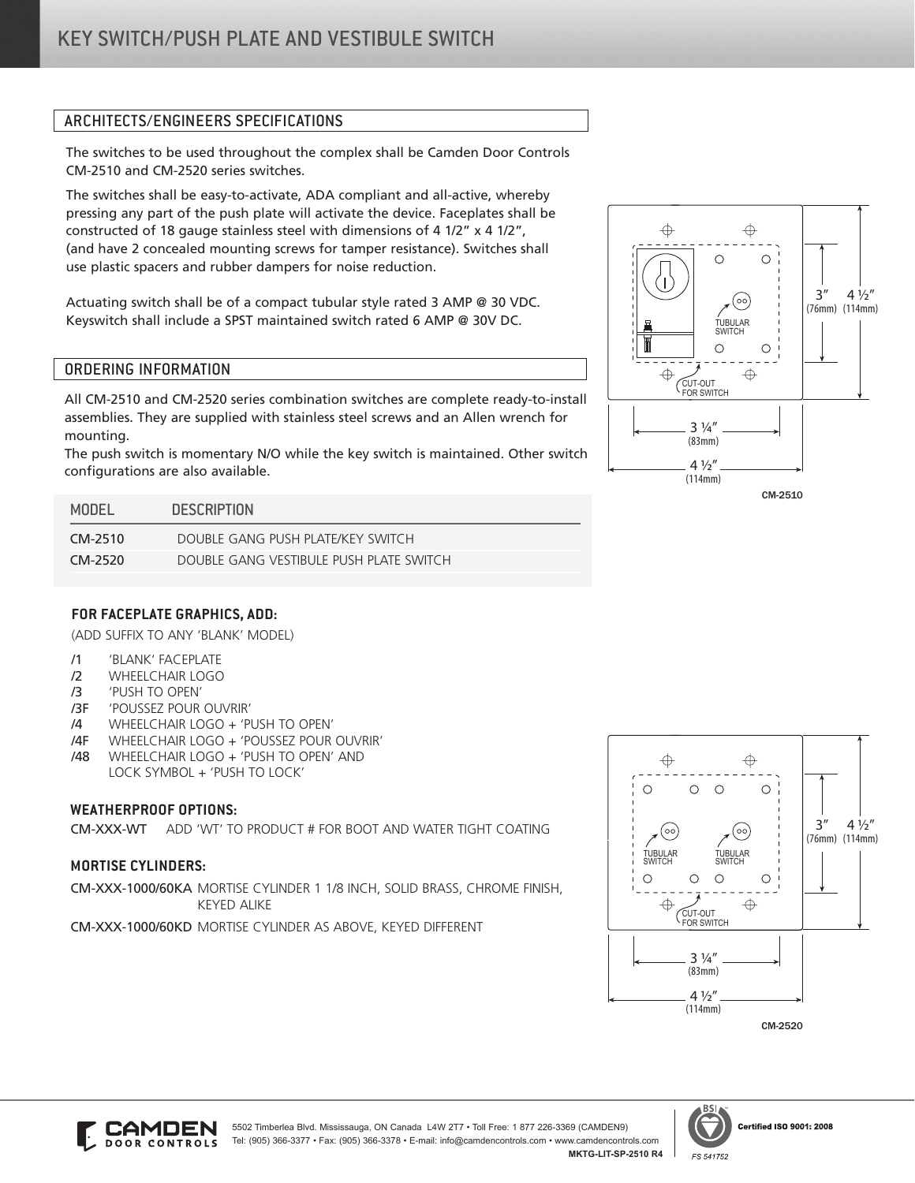# KEY SWITCH/PUSH PLATE AND VESTIBULE SWITCH

## ARCHITECTS/ENGINEERS SPECIFICATIONS

The switches to be used throughout the complex shall be Camden Door Controls CM-2510 and CM-2520 series switches.

The switches shall be easy-to-activate, ADA compliant and all-active, whereby pressing any part of the push plate will activate the device. Faceplates shall be constructed of 18 gauge stainless steel with dimensions of 4 1/2" x 4 1/2", (and have 2 concealed mounting screws for tamper resistance). Switches shall use plastic spacers and rubber dampers for noise reduction.

Actuating switch shall be of a compact tubular style rated 3 AMP @ 30 VDC. Keyswitch shall include a SPST maintained switch rated 6 AMP @ 30V DC.

## ORDERING INFORMATION

All CM-2510 and CM-2520 series combination switches are complete ready-to-install assemblies. They are supplied with stainless steel screws and an Allen wrench for mounting.
The push switch is momentary N/O while the key switch is maintained. Other switch configurations are also available.

| MODEL | DESCRIPTION |
|---|---|
| CM-2510 | DOUBLE GANG PUSH PLATE/KEY SWITCH |
| CM-2520 | DOUBLE GANG VESTIBULE PUSH PLATE SWITCH |

### FOR FACEPLATE GRAPHICS, ADD:

(ADD SUFFIX TO ANY 'BLANK' MODEL)

- /1 'BLANK' FACEPLATE
- /2 WHEELCHAIR LOGO
- /3 'PUSH TO OPEN'
- /3F 'POUSSEZ POUR OUVRIR'
- /4 WHEELCHAIR LOGO + 'PUSH TO OPEN'
- /4F WHEELCHAIR LOGO + 'POUSSEZ POUR OUVRIR'
- /48 WHEELCHAIR LOGO + 'PUSH TO OPEN' AND LOCK SYMBOL + 'PUSH TO LOCK'

### WEATHERPROOF OPTIONS:

CM-XXX-WT ADD 'WT' TO PRODUCT # FOR BOOT AND WATER TIGHT COATING

### MORTISE CYLINDERS:

CM-XXX-1000/60KA MORTISE CYLINDER 1 1/8 INCH, SOLID BRASS, CHROME FINISH, KEYED ALIKE

CM-XXX-1000/60KD MORTISE CYLINDER AS ABOVE, KEYED DIFFERENT

TUBULAR SWITCH
CUT-OUT FOR SWITCH
3" (76mm)
4 ½" (114mm)
3 ¼" (83mm)
4 ½" (114mm)
CM-2510

TUBULAR SWITCH
TUBULAR SWITCH
CUT-OUT FOR SWITCH
3" (76mm)
4 ½" (114mm)
3 ¼" (83mm)
4 ½" (114mm)
CM-2520

CAMDEN DOOR CONTROLS
5502 Timberlea Blvd. Mississauga, ON Canada L4W 2T7 • Toll Free: 1 877 226-3369 (CAMDEN9)
Tel: (905) 366-3377 • Fax: (905) 366-3378 • E-mail: info@camdencontrols.com • www.camdencontrols.com
MKTG-LIT-SP-2510 R4

Certified ISO 9001: 2008
FS 541752